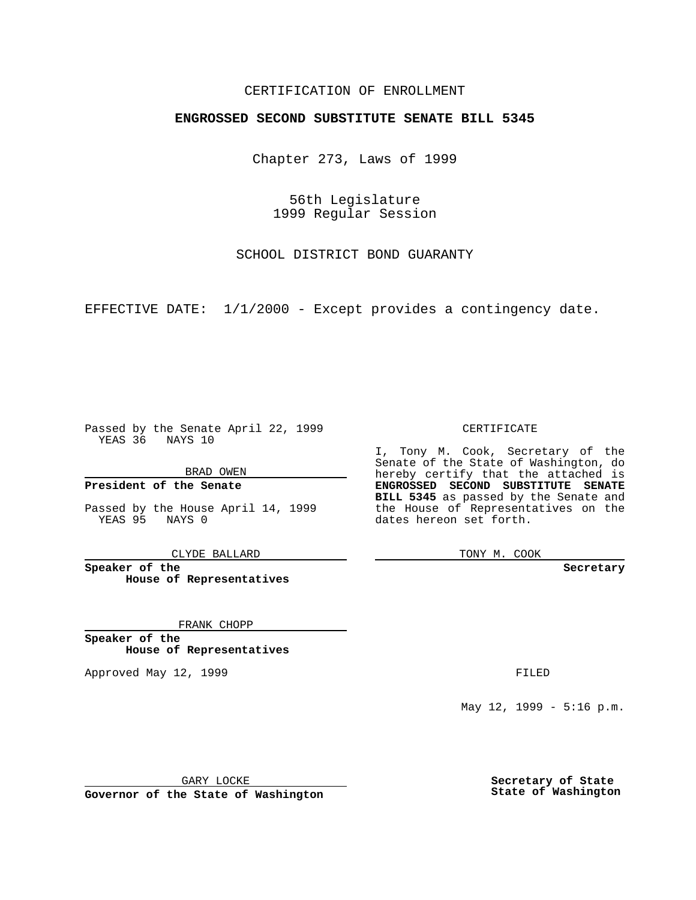CERTIFICATION OF ENROLLMENT

**ENGROSSED SECOND SUBSTITUTE SENATE BILL 5345**

Chapter 273, Laws of 1999

56th Legislature
1999 Regular Session

SCHOOL DISTRICT BOND GUARANTY

EFFECTIVE DATE: 1/1/2000 - Except provides a contingency date.

Passed by the Senate April 22, 1999
YEAS 36 NAYS 10

BRAD OWEN

**President of the Senate**

Passed by the House April 14, 1999
YEAS 95 NAYS 0

CLYDE BALLARD

**Speaker of the House of Representatives**

FRANK CHOPP

**Speaker of the House of Representatives**

Approved May 12, 1999

GARY LOCKE

**Governor of the State of Washington**

CERTIFICATE

I, Tony M. Cook, Secretary of the Senate of the State of Washington, do hereby certify that the attached is **ENGROSSED SECOND SUBSTITUTE SENATE BILL 5345** as passed by the Senate and the House of Representatives on the dates hereon set forth.

TONY M. COOK

**Secretary**

FILED

May 12, 1999 - 5:16 p.m.

**Secretary of State State of Washington**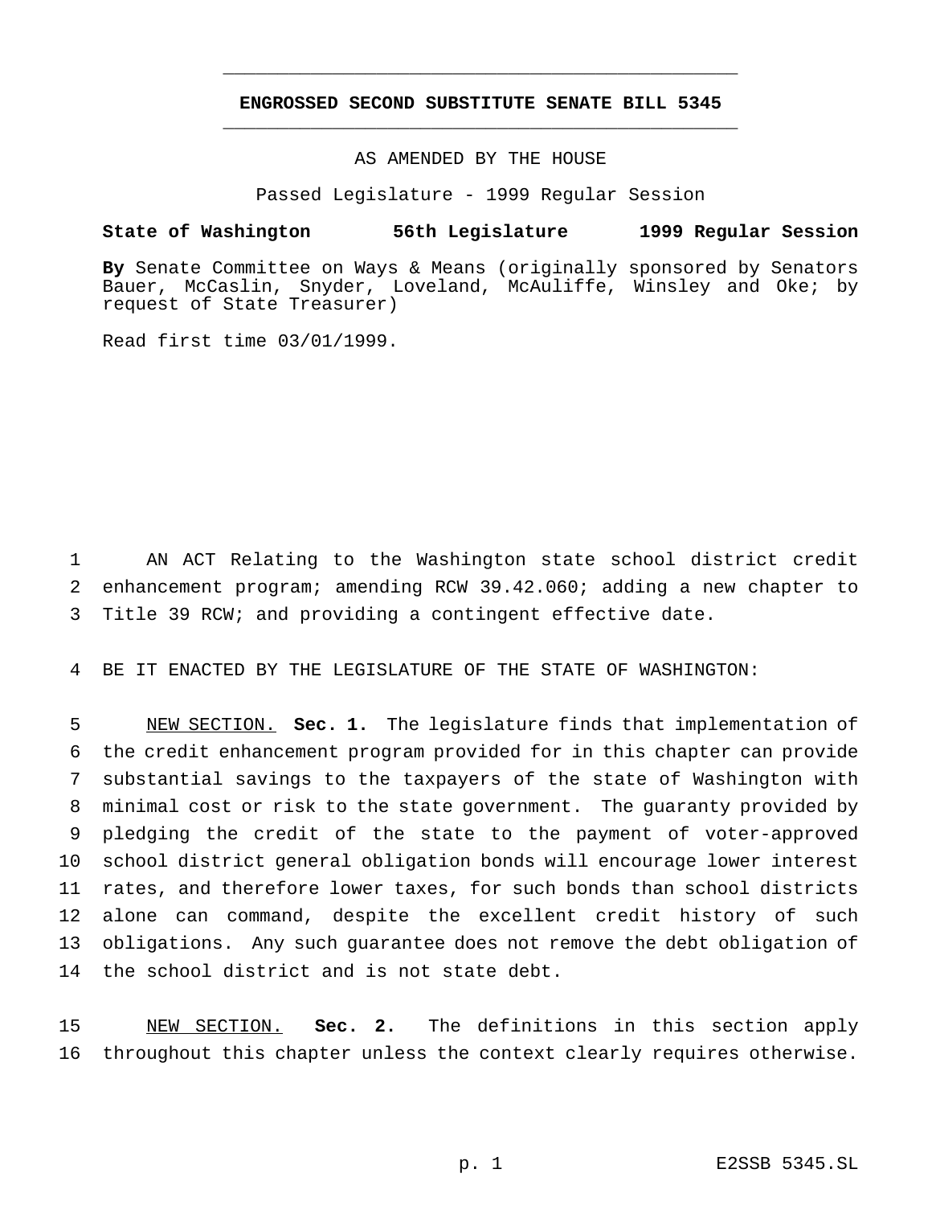**ENGROSSED SECOND SUBSTITUTE SENATE BILL 5345**

AS AMENDED BY THE HOUSE

Passed Legislature - 1999 Regular Session

**State of Washington 56th Legislature 1999 Regular Session**

**By** Senate Committee on Ways & Means (originally sponsored by Senators Bauer, McCaslin, Snyder, Loveland, McAuliffe, Winsley and Oke; by request of State Treasurer)

Read first time 03/01/1999.

AN ACT Relating to the Washington state school district credit enhancement program; amending RCW 39.42.060; adding a new chapter to Title 39 RCW; and providing a contingent effective date.

BE IT ENACTED BY THE LEGISLATURE OF THE STATE OF WASHINGTON:

NEW SECTION. **Sec. 1.** The legislature finds that implementation of the credit enhancement program provided for in this chapter can provide substantial savings to the taxpayers of the state of Washington with minimal cost or risk to the state government. The guaranty provided by pledging the credit of the state to the payment of voter-approved school district general obligation bonds will encourage lower interest rates, and therefore lower taxes, for such bonds than school districts alone can command, despite the excellent credit history of such obligations. Any such guarantee does not remove the debt obligation of the school district and is not state debt.

NEW SECTION. **Sec. 2.** The definitions in this section apply throughout this chapter unless the context clearly requires otherwise.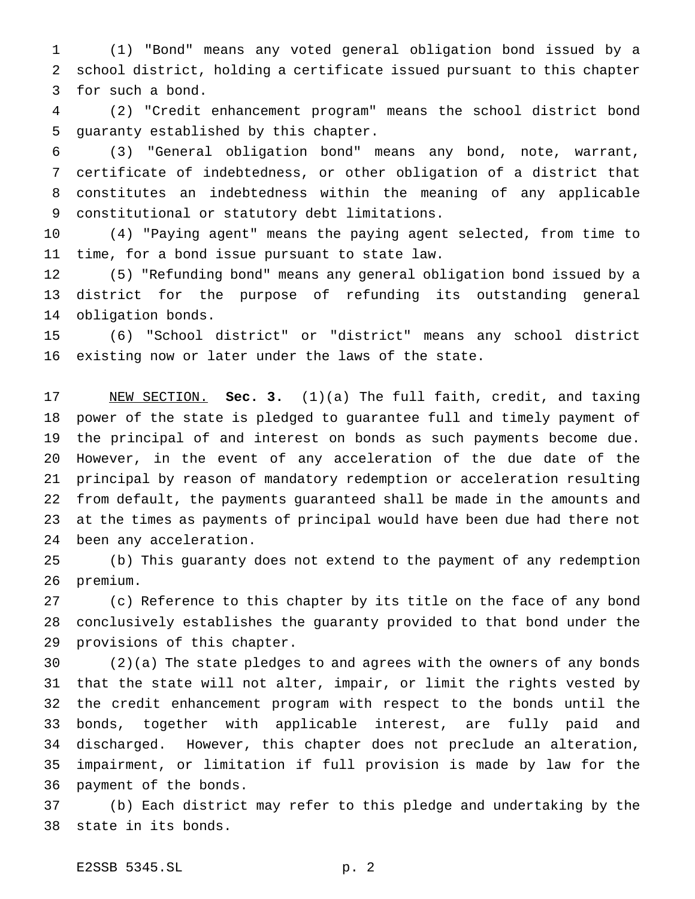(1) "Bond" means any voted general obligation bond issued by a school district, holding a certificate issued pursuant to this chapter for such a bond.

(2) "Credit enhancement program" means the school district bond guaranty established by this chapter.

(3) "General obligation bond" means any bond, note, warrant, certificate of indebtedness, or other obligation of a district that constitutes an indebtedness within the meaning of any applicable constitutional or statutory debt limitations.

(4) "Paying agent" means the paying agent selected, from time to time, for a bond issue pursuant to state law.

(5) "Refunding bond" means any general obligation bond issued by a district for the purpose of refunding its outstanding general obligation bonds.

(6) "School district" or "district" means any school district existing now or later under the laws of the state.

NEW SECTION. **Sec. 3.** (1)(a) The full faith, credit, and taxing power of the state is pledged to guarantee full and timely payment of the principal of and interest on bonds as such payments become due. However, in the event of any acceleration of the due date of the principal by reason of mandatory redemption or acceleration resulting from default, the payments guaranteed shall be made in the amounts and at the times as payments of principal would have been due had there not been any acceleration.

(b) This guaranty does not extend to the payment of any redemption premium.

(c) Reference to this chapter by its title on the face of any bond conclusively establishes the guaranty provided to that bond under the provisions of this chapter.

(2)(a) The state pledges to and agrees with the owners of any bonds that the state will not alter, impair, or limit the rights vested by the credit enhancement program with respect to the bonds until the bonds, together with applicable interest, are fully paid and discharged. However, this chapter does not preclude an alteration, impairment, or limitation if full provision is made by law for the payment of the bonds.

(b) Each district may refer to this pledge and undertaking by the state in its bonds.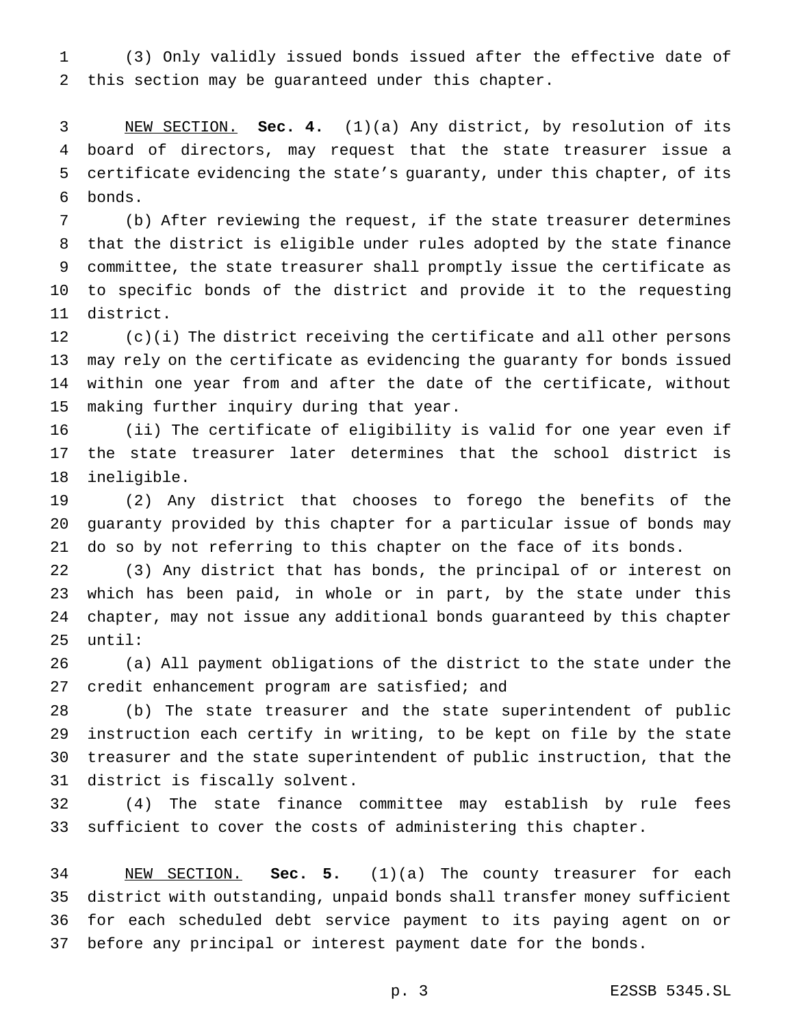(3) Only validly issued bonds issued after the effective date of this section may be guaranteed under this chapter.

NEW SECTION. **Sec. 4.** (1)(a) Any district, by resolution of its board of directors, may request that the state treasurer issue a certificate evidencing the state's guaranty, under this chapter, of its bonds.

(b) After reviewing the request, if the state treasurer determines that the district is eligible under rules adopted by the state finance committee, the state treasurer shall promptly issue the certificate as to specific bonds of the district and provide it to the requesting district.

(c)(i) The district receiving the certificate and all other persons may rely on the certificate as evidencing the guaranty for bonds issued within one year from and after the date of the certificate, without making further inquiry during that year.

(ii) The certificate of eligibility is valid for one year even if the state treasurer later determines that the school district is ineligible.

(2) Any district that chooses to forego the benefits of the guaranty provided by this chapter for a particular issue of bonds may do so by not referring to this chapter on the face of its bonds.

(3) Any district that has bonds, the principal of or interest on which has been paid, in whole or in part, by the state under this chapter, may not issue any additional bonds guaranteed by this chapter until:

(a) All payment obligations of the district to the state under the credit enhancement program are satisfied; and

(b) The state treasurer and the state superintendent of public instruction each certify in writing, to be kept on file by the state treasurer and the state superintendent of public instruction, that the district is fiscally solvent.

(4) The state finance committee may establish by rule fees sufficient to cover the costs of administering this chapter.

NEW SECTION. **Sec. 5.** (1)(a) The county treasurer for each district with outstanding, unpaid bonds shall transfer money sufficient for each scheduled debt service payment to its paying agent on or before any principal or interest payment date for the bonds.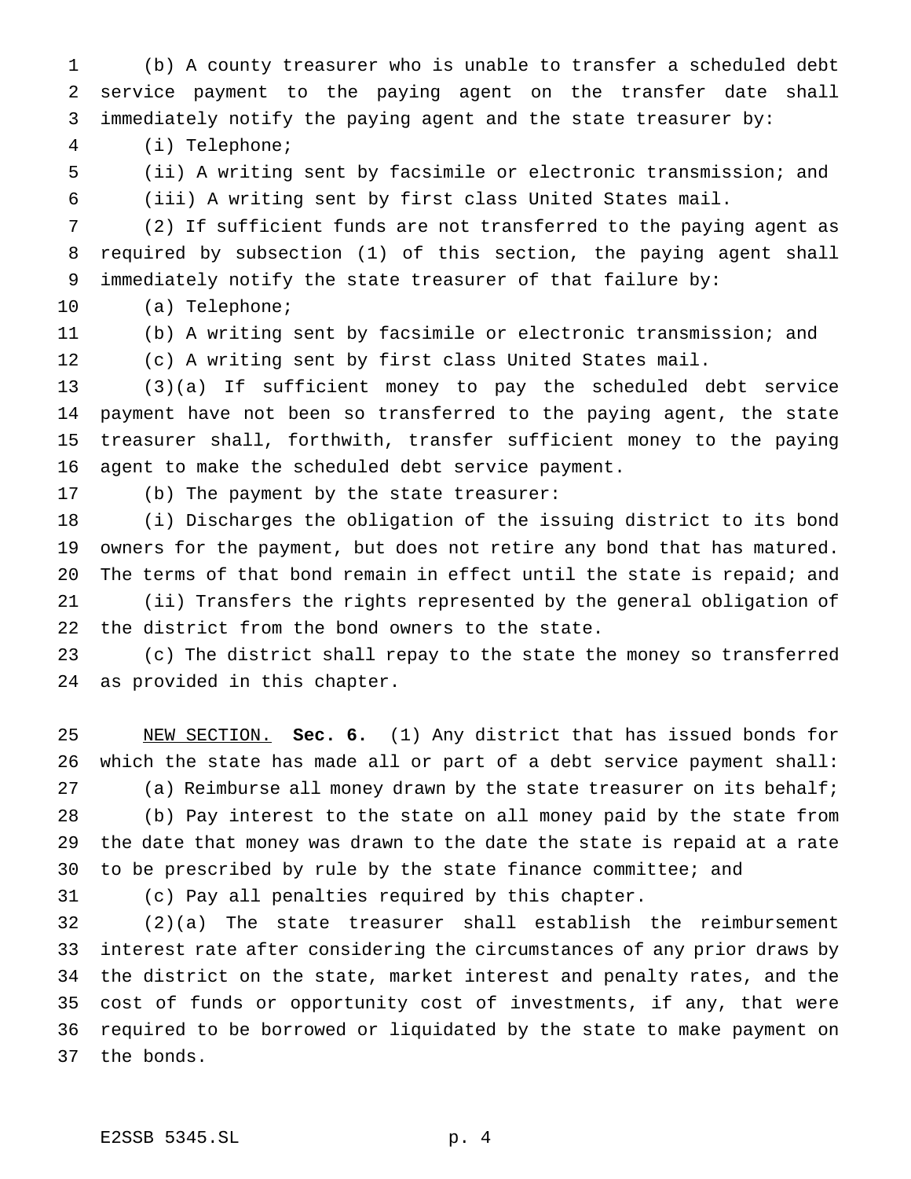(b) A county treasurer who is unable to transfer a scheduled debt service payment to the paying agent on the transfer date shall immediately notify the paying agent and the state treasurer by:

(i) Telephone;

(ii) A writing sent by facsimile or electronic transmission; and

(iii) A writing sent by first class United States mail.

(2) If sufficient funds are not transferred to the paying agent as required by subsection (1) of this section, the paying agent shall immediately notify the state treasurer of that failure by:

(a) Telephone;

(b) A writing sent by facsimile or electronic transmission; and

(c) A writing sent by first class United States mail.

(3)(a) If sufficient money to pay the scheduled debt service payment have not been so transferred to the paying agent, the state treasurer shall, forthwith, transfer sufficient money to the paying agent to make the scheduled debt service payment.

(b) The payment by the state treasurer:

(i) Discharges the obligation of the issuing district to its bond owners for the payment, but does not retire any bond that has matured. The terms of that bond remain in effect until the state is repaid; and

(ii) Transfers the rights represented by the general obligation of the district from the bond owners to the state.

(c) The district shall repay to the state the money so transferred as provided in this chapter.

NEW SECTION. **Sec. 6.** (1) Any district that has issued bonds for which the state has made all or part of a debt service payment shall:

(a) Reimburse all money drawn by the state treasurer on its behalf;

(b) Pay interest to the state on all money paid by the state from the date that money was drawn to the date the state is repaid at a rate to be prescribed by rule by the state finance committee; and

(c) Pay all penalties required by this chapter.

(2)(a) The state treasurer shall establish the reimbursement interest rate after considering the circumstances of any prior draws by the district on the state, market interest and penalty rates, and the cost of funds or opportunity cost of investments, if any, that were required to be borrowed or liquidated by the state to make payment on the bonds.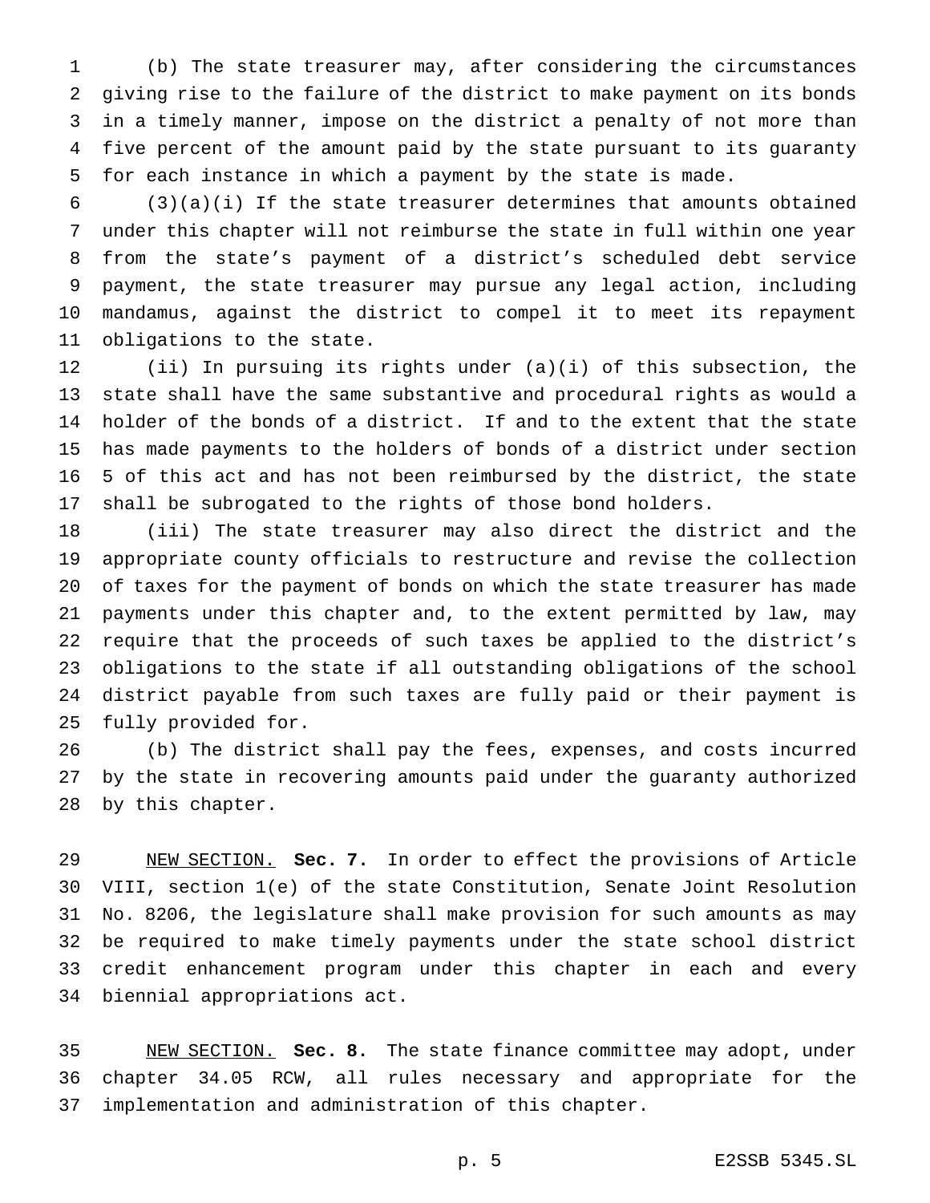(b) The state treasurer may, after considering the circumstances giving rise to the failure of the district to make payment on its bonds in a timely manner, impose on the district a penalty of not more than five percent of the amount paid by the state pursuant to its guaranty for each instance in which a payment by the state is made.

(3)(a)(i) If the state treasurer determines that amounts obtained under this chapter will not reimburse the state in full within one year from the state's payment of a district's scheduled debt service payment, the state treasurer may pursue any legal action, including mandamus, against the district to compel it to meet its repayment obligations to the state.

(ii) In pursuing its rights under (a)(i) of this subsection, the state shall have the same substantive and procedural rights as would a holder of the bonds of a district. If and to the extent that the state has made payments to the holders of bonds of a district under section 5 of this act and has not been reimbursed by the district, the state shall be subrogated to the rights of those bond holders.

(iii) The state treasurer may also direct the district and the appropriate county officials to restructure and revise the collection of taxes for the payment of bonds on which the state treasurer has made payments under this chapter and, to the extent permitted by law, may require that the proceeds of such taxes be applied to the district's obligations to the state if all outstanding obligations of the school district payable from such taxes are fully paid or their payment is fully provided for.

(b) The district shall pay the fees, expenses, and costs incurred by the state in recovering amounts paid under the guaranty authorized by this chapter.

NEW SECTION. **Sec. 7.** In order to effect the provisions of Article VIII, section 1(e) of the state Constitution, Senate Joint Resolution No. 8206, the legislature shall make provision for such amounts as may be required to make timely payments under the state school district credit enhancement program under this chapter in each and every biennial appropriations act.

NEW SECTION. **Sec. 8.** The state finance committee may adopt, under chapter 34.05 RCW, all rules necessary and appropriate for the implementation and administration of this chapter.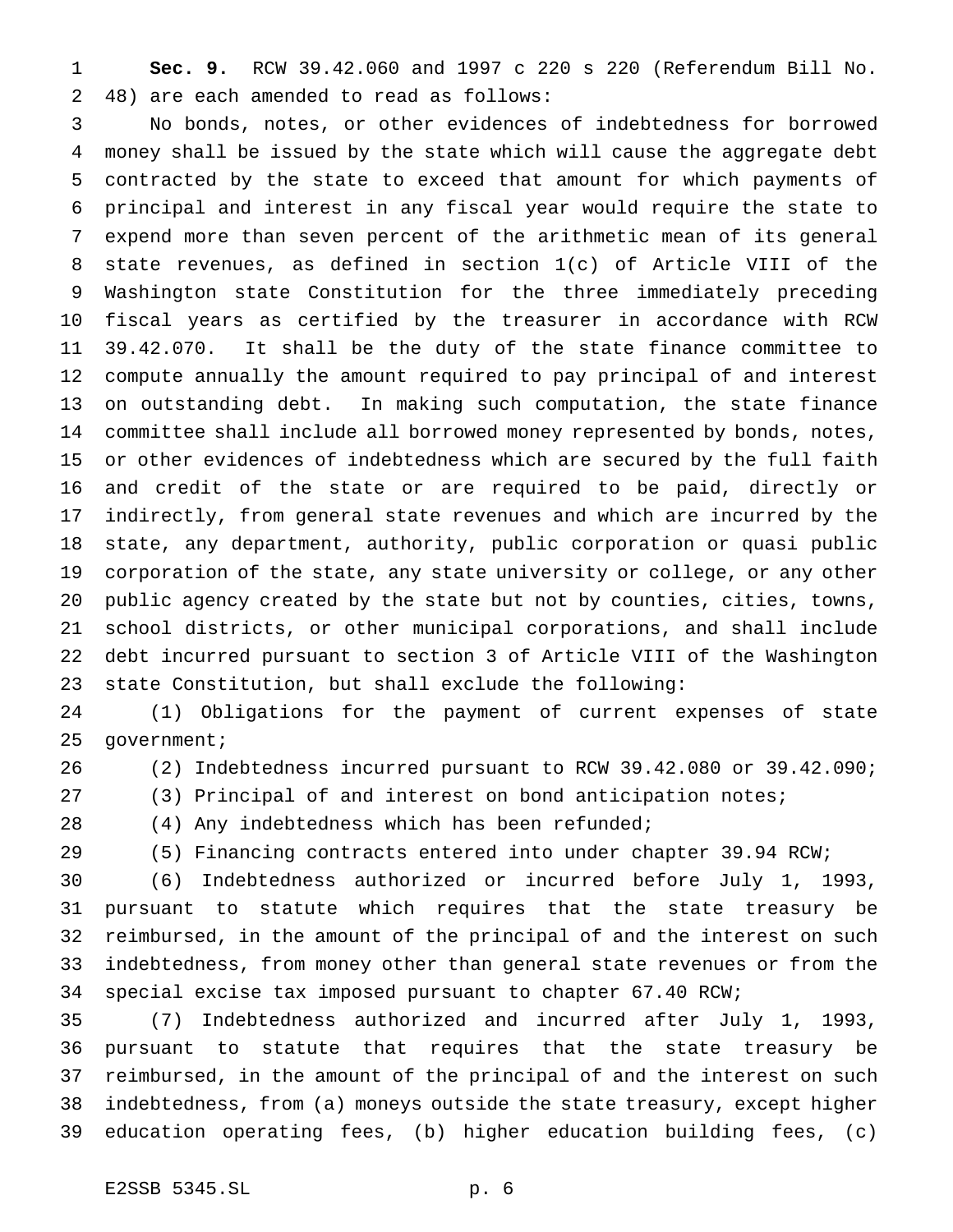**Sec. 9.** RCW 39.42.060 and 1997 c 220 s 220 (Referendum Bill No. 48) are each amended to read as follows:

No bonds, notes, or other evidences of indebtedness for borrowed money shall be issued by the state which will cause the aggregate debt contracted by the state to exceed that amount for which payments of principal and interest in any fiscal year would require the state to expend more than seven percent of the arithmetic mean of its general state revenues, as defined in section 1(c) of Article VIII of the Washington state Constitution for the three immediately preceding fiscal years as certified by the treasurer in accordance with RCW 39.42.070. It shall be the duty of the state finance committee to compute annually the amount required to pay principal of and interest on outstanding debt. In making such computation, the state finance committee shall include all borrowed money represented by bonds, notes, or other evidences of indebtedness which are secured by the full faith and credit of the state or are required to be paid, directly or indirectly, from general state revenues and which are incurred by the state, any department, authority, public corporation or quasi public corporation of the state, any state university or college, or any other public agency created by the state but not by counties, cities, towns, school districts, or other municipal corporations, and shall include debt incurred pursuant to section 3 of Article VIII of the Washington state Constitution, but shall exclude the following:

(1) Obligations for the payment of current expenses of state government;

(2) Indebtedness incurred pursuant to RCW 39.42.080 or 39.42.090;

(3) Principal of and interest on bond anticipation notes;

(4) Any indebtedness which has been refunded;

(5) Financing contracts entered into under chapter 39.94 RCW;

(6) Indebtedness authorized or incurred before July 1, 1993, pursuant to statute which requires that the state treasury be reimbursed, in the amount of the principal of and the interest on such indebtedness, from money other than general state revenues or from the special excise tax imposed pursuant to chapter 67.40 RCW;

(7) Indebtedness authorized and incurred after July 1, 1993, pursuant to statute that requires that the state treasury be reimbursed, in the amount of the principal of and the interest on such indebtedness, from (a) moneys outside the state treasury, except higher education operating fees, (b) higher education building fees, (c)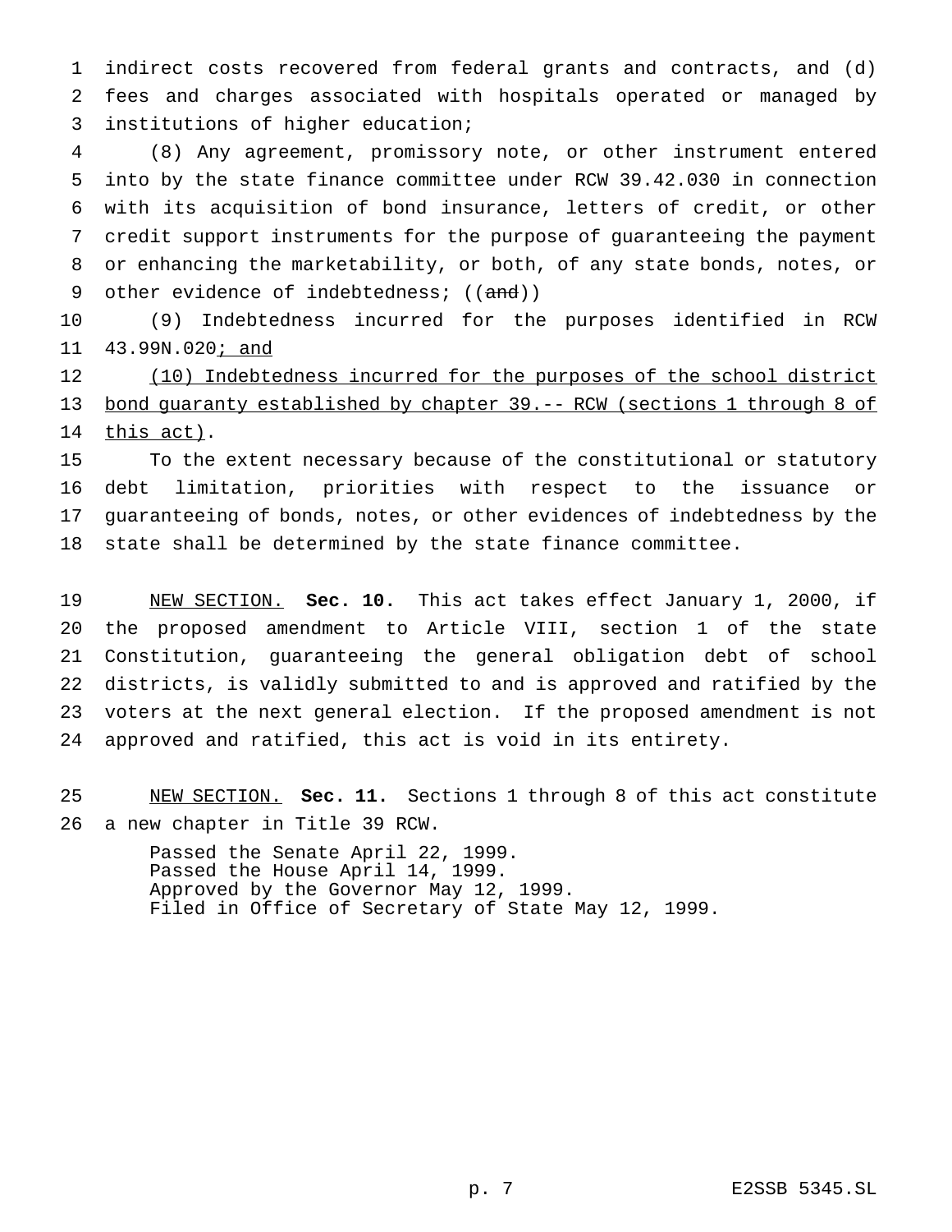indirect costs recovered from federal grants and contracts, and (d) fees and charges associated with hospitals operated or managed by institutions of higher education;

(8) Any agreement, promissory note, or other instrument entered into by the state finance committee under RCW 39.42.030 in connection with its acquisition of bond insurance, letters of credit, or other credit support instruments for the purpose of guaranteeing the payment or enhancing the marketability, or both, of any state bonds, notes, or other evidence of indebtedness; ((~~and~~))

(9) Indebtedness incurred for the purposes identified in RCW 43.99N.020; and

(10) Indebtedness incurred for the purposes of the school district bond guaranty established by chapter 39.-- RCW (sections 1 through 8 of this act).

To the extent necessary because of the constitutional or statutory debt limitation, priorities with respect to the issuance or guaranteeing of bonds, notes, or other evidences of indebtedness by the state shall be determined by the state finance committee.

NEW SECTION. **Sec. 10.** This act takes effect January 1, 2000, if the proposed amendment to Article VIII, section 1 of the state Constitution, guaranteeing the general obligation debt of school districts, is validly submitted to and is approved and ratified by the voters at the next general election. If the proposed amendment is not approved and ratified, this act is void in its entirety.

NEW SECTION. **Sec. 11.** Sections 1 through 8 of this act constitute a new chapter in Title 39 RCW.

Passed the Senate April 22, 1999.
Passed the House April 14, 1999.
Approved by the Governor May 12, 1999.
Filed in Office of Secretary of State May 12, 1999.